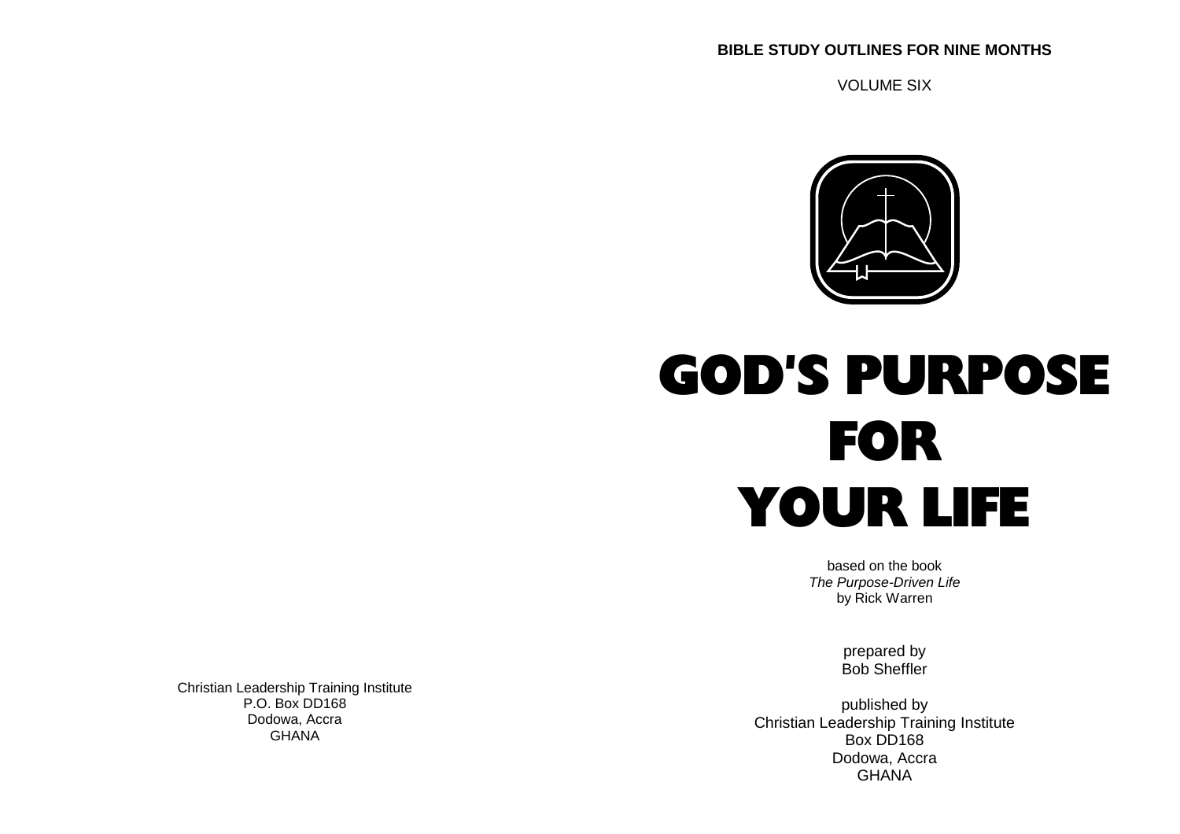Christian Leadership Training Institute
P.O. Box DD168
Dodowa, Accra
GHANA

**BIBLE STUDY OUTLINES FOR NINE MONTHS**

VOLUME SIX

# GOD'S PURPOSE FOR YOUR LIFE

based on the book
*The Purpose-Driven Life*
by Rick Warren

prepared by
Bob Sheffler

published by
Christian Leadership Training Institute
Box DD168
Dodowa, Accra
GHANA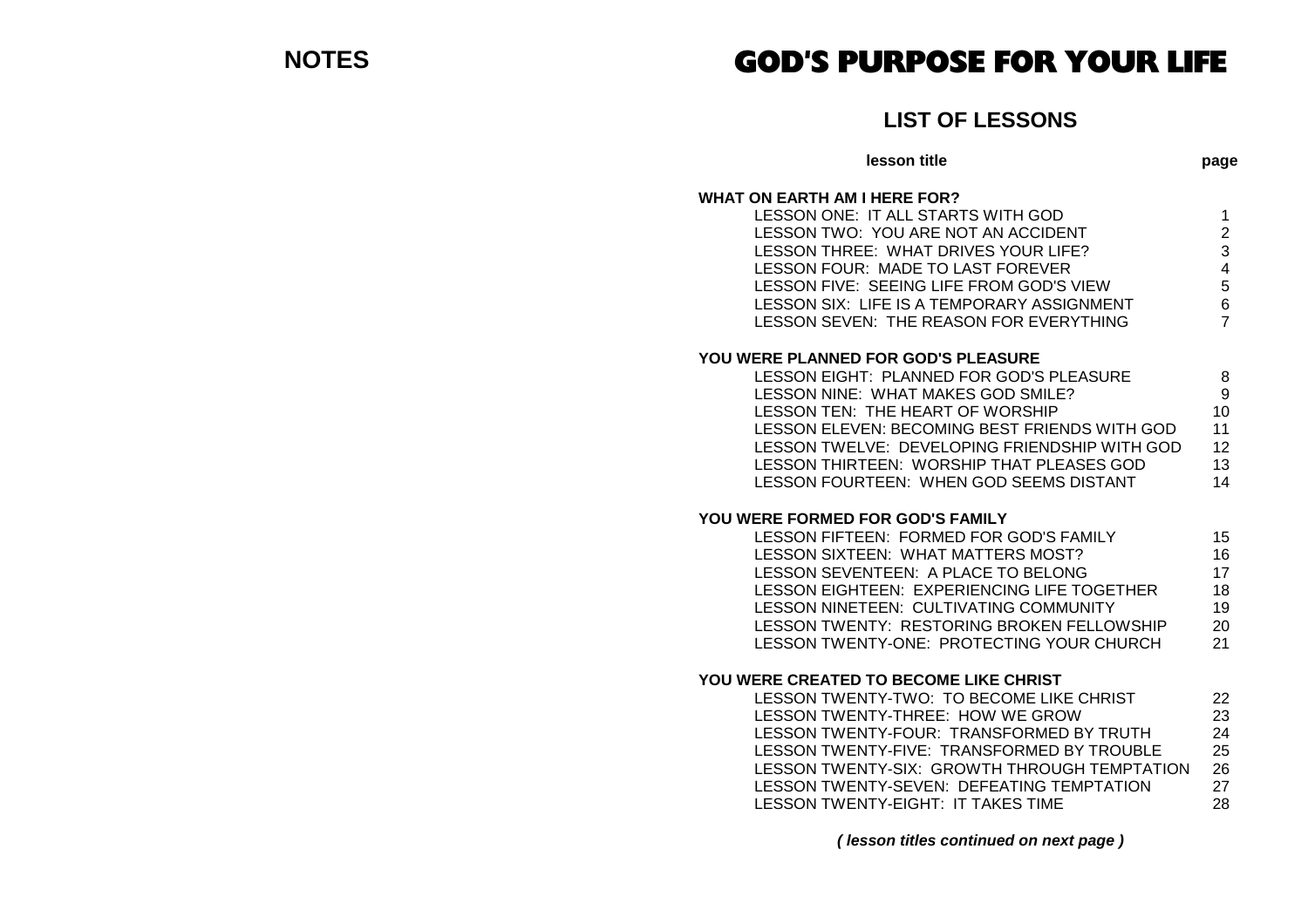## NOTES

# GOD'S PURPOSE FOR YOUR LIFE

## LIST OF LESSONS

| lesson title | page |
|---|---|
| **WHAT ON EARTH AM I HERE FOR?** | |
| LESSON ONE: IT ALL STARTS WITH GOD | 1 |
| LESSON TWO: YOU ARE NOT AN ACCIDENT | 2 |
| LESSON THREE: WHAT DRIVES YOUR LIFE? | 3 |
| LESSON FOUR: MADE TO LAST FOREVER | 4 |
| LESSON FIVE: SEEING LIFE FROM GOD'S VIEW | 5 |
| LESSON SIX: LIFE IS A TEMPORARY ASSIGNMENT | 6 |
| LESSON SEVEN: THE REASON FOR EVERYTHING | 7 |
| **YOU WERE PLANNED FOR GOD'S PLEASURE** | |
| LESSON EIGHT: PLANNED FOR GOD'S PLEASURE | 8 |
| LESSON NINE: WHAT MAKES GOD SMILE? | 9 |
| LESSON TEN: THE HEART OF WORSHIP | 10 |
| LESSON ELEVEN: BECOMING BEST FRIENDS WITH GOD | 11 |
| LESSON TWELVE: DEVELOPING FRIENDSHIP WITH GOD | 12 |
| LESSON THIRTEEN: WORSHIP THAT PLEASES GOD | 13 |
| LESSON FOURTEEN: WHEN GOD SEEMS DISTANT | 14 |
| **YOU WERE FORMED FOR GOD'S FAMILY** | |
| LESSON FIFTEEN: FORMED FOR GOD'S FAMILY | 15 |
| LESSON SIXTEEN: WHAT MATTERS MOST? | 16 |
| LESSON SEVENTEEN: A PLACE TO BELONG | 17 |
| LESSON EIGHTEEN: EXPERIENCING LIFE TOGETHER | 18 |
| LESSON NINETEEN: CULTIVATING COMMUNITY | 19 |
| LESSON TWENTY: RESTORING BROKEN FELLOWSHIP | 20 |
| LESSON TWENTY-ONE: PROTECTING YOUR CHURCH | 21 |
| **YOU WERE CREATED TO BECOME LIKE CHRIST** | |
| LESSON TWENTY-TWO: TO BECOME LIKE CHRIST | 22 |
| LESSON TWENTY-THREE: HOW WE GROW | 23 |
| LESSON TWENTY-FOUR: TRANSFORMED BY TRUTH | 24 |
| LESSON TWENTY-FIVE: TRANSFORMED BY TROUBLE | 25 |
| LESSON TWENTY-SIX: GROWTH THROUGH TEMPTATION | 26 |
| LESSON TWENTY-SEVEN: DEFEATING TEMPTATION | 27 |
| LESSON TWENTY-EIGHT: IT TAKES TIME | 28 |

***( lesson titles continued on next page )***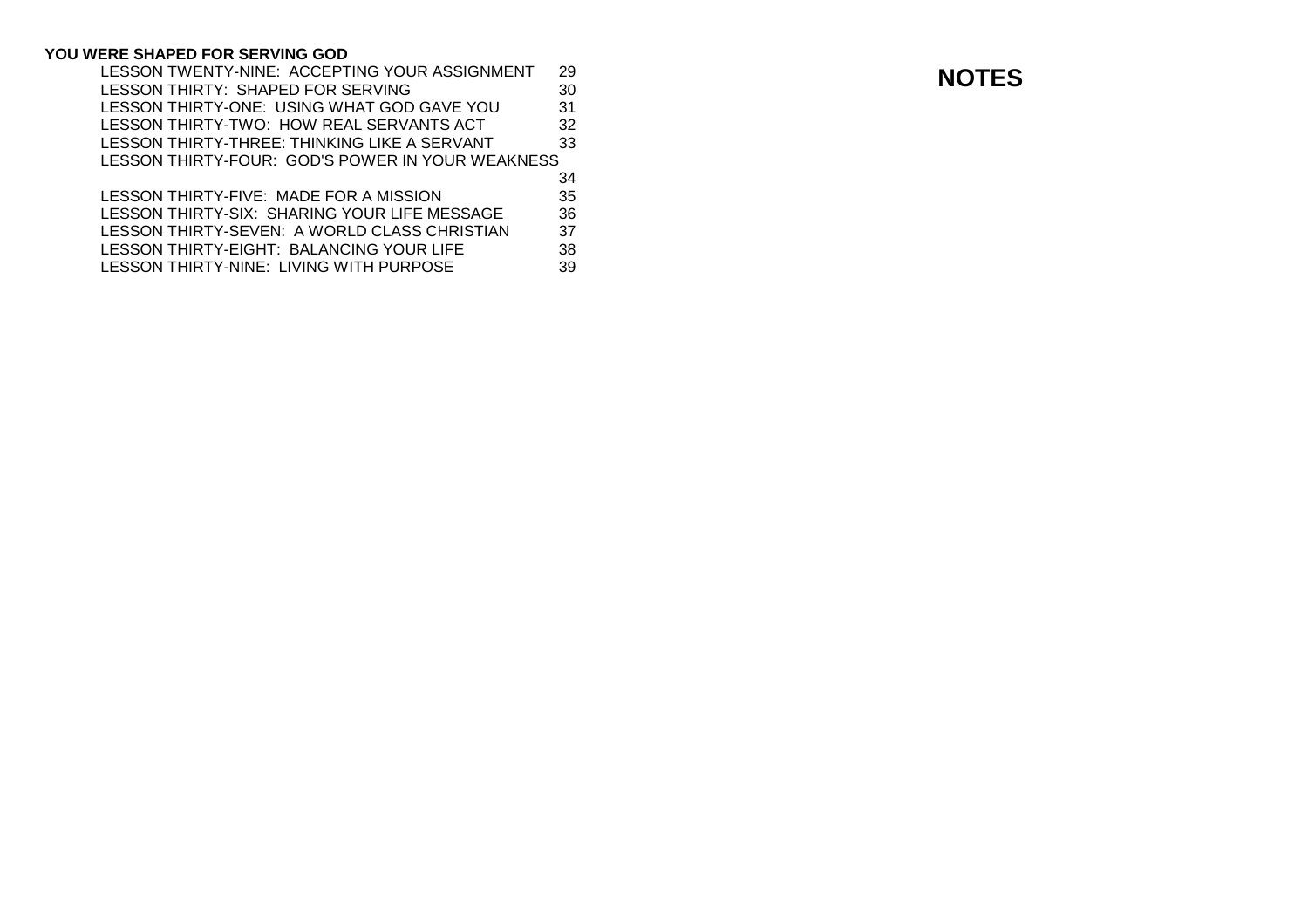**YOU WERE SHAPED FOR SERVING GOD**

LESSON TWENTY-NINE: ACCEPTING YOUR ASSIGNMENT 29
LESSON THIRTY: SHAPED FOR SERVING 30
LESSON THIRTY-ONE: USING WHAT GOD GAVE YOU 31
LESSON THIRTY-TWO: HOW REAL SERVANTS ACT 32
LESSON THIRTY-THREE: THINKING LIKE A SERVANT 33
LESSON THIRTY-FOUR: GOD'S POWER IN YOUR WEAKNESS 34
LESSON THIRTY-FIVE: MADE FOR A MISSION 35
LESSON THIRTY-SIX: SHARING YOUR LIFE MESSAGE 36
LESSON THIRTY-SEVEN: A WORLD CLASS CHRISTIAN 37
LESSON THIRTY-EIGHT: BALANCING YOUR LIFE 38
LESSON THIRTY-NINE: LIVING WITH PURPOSE 39

# NOTES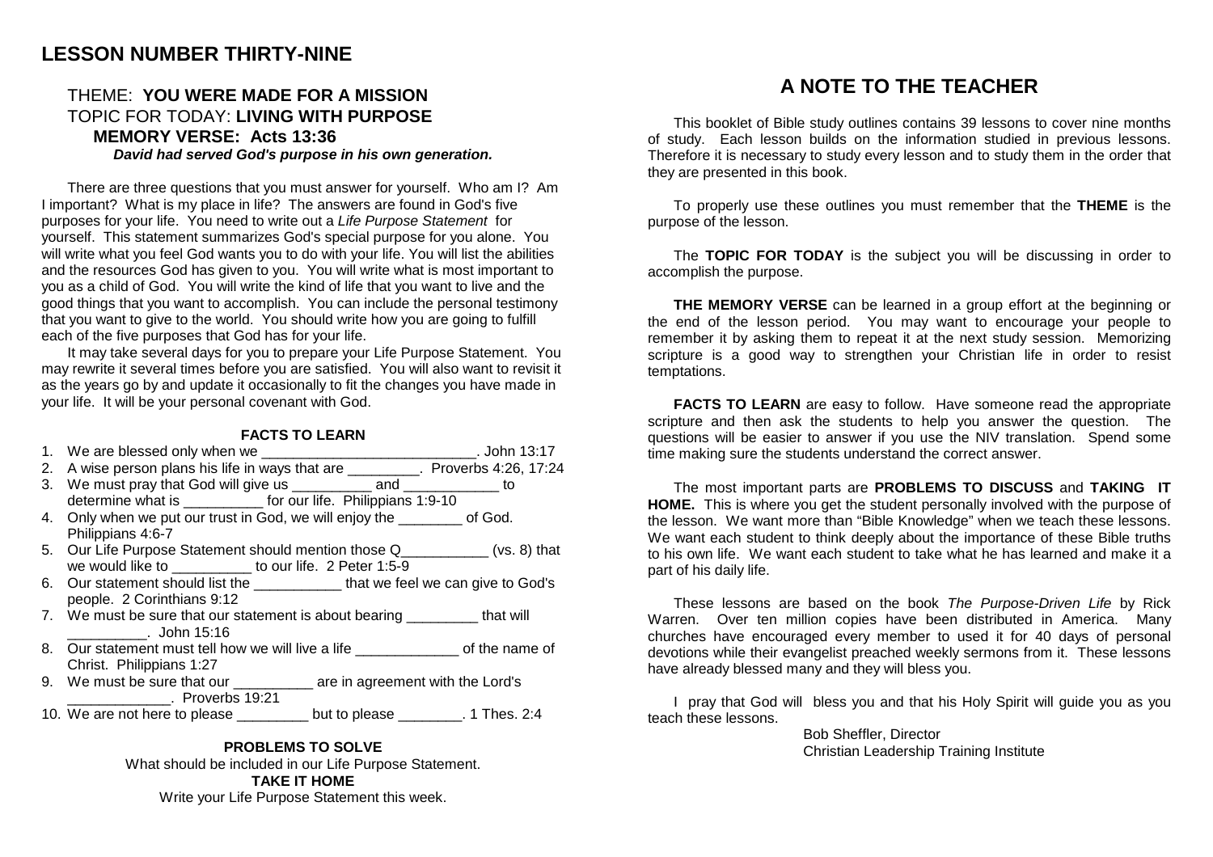## LESSON NUMBER THIRTY-NINE

THEME: **YOU WERE MADE FOR A MISSION**
TOPIC FOR TODAY: **LIVING WITH PURPOSE**
**MEMORY VERSE: Acts 13:36**
***David had served God's purpose in his own generation.***

There are three questions that you must answer for yourself. Who am I? Am I important? What is my place in life? The answers are found in God's five purposes for your life. You need to write out a *Life Purpose Statement* for yourself. This statement summarizes God's special purpose for you alone. You will write what you feel God wants you to do with your life. You will list the abilities and the resources God has given to you. You will write what is most important to you as a child of God. You will write the kind of life that you want to live and the good things that you want to accomplish. You can include the personal testimony that you want to give to the world. You should write how you are going to fulfill each of the five purposes that God has for your life.

It may take several days for you to prepare your Life Purpose Statement. You may rewrite it several times before you are satisfied. You will also want to revisit it as the years go by and update it occasionally to fit the changes you have made in your life. It will be your personal covenant with God.

**FACTS TO LEARN**

1. We are blessed only when we ___________________________. John 13:17
2. A wise person plans his life in ways that are _________. Proverbs 4:26, 17:24
3. We must pray that God will give us __________ and ____________ to determine what is __________ for our life. Philippians 1:9-10
4. Only when we put our trust in God, we will enjoy the ________ of God. Philippians 4:6-7
5. Our Life Purpose Statement should mention those Q___________ (vs. 8) that we would like to __________ to our life. 2 Peter 1:5-9
6. Our statement should list the ___________ that we feel we can give to God's people. 2 Corinthians 9:12
7. We must be sure that our statement is about bearing _________ that will __________. John 15:16
8. Our statement must tell how we will live a life _____________ of the name of Christ. Philippians 1:27
9. We must be sure that our __________ are in agreement with the Lord's _____________. Proverbs 19:21
10. We are not here to please _________ but to please ________. 1 Thes. 2:4

**PROBLEMS TO SOLVE**

What should be included in our Life Purpose Statement.

**TAKE IT HOME**

Write your Life Purpose Statement this week.

## A NOTE TO THE TEACHER

This booklet of Bible study outlines contains 39 lessons to cover nine months of study. Each lesson builds on the information studied in previous lessons. Therefore it is necessary to study every lesson and to study them in the order that they are presented in this book.

To properly use these outlines you must remember that the **THEME** is the purpose of the lesson.

The **TOPIC FOR TODAY** is the subject you will be discussing in order to accomplish the purpose.

**THE MEMORY VERSE** can be learned in a group effort at the beginning or the end of the lesson period. You may want to encourage your people to remember it by asking them to repeat it at the next study session. Memorizing scripture is a good way to strengthen your Christian life in order to resist temptations.

**FACTS TO LEARN** are easy to follow. Have someone read the appropriate scripture and then ask the students to help you answer the question. The questions will be easier to answer if you use the NIV translation. Spend some time making sure the students understand the correct answer.

The most important parts are **PROBLEMS TO DISCUSS** and **TAKING IT HOME.** This is where you get the student personally involved with the purpose of the lesson. We want more than "Bible Knowledge" when we teach these lessons. We want each student to think deeply about the importance of these Bible truths to his own life. We want each student to take what he has learned and make it a part of his daily life.

These lessons are based on the book *The Purpose-Driven Life* by Rick Warren. Over ten million copies have been distributed in America. Many churches have encouraged every member to used it for 40 days of personal devotions while their evangelist preached weekly sermons from it. These lessons have already blessed many and they will bless you.

I pray that God will bless you and that his Holy Spirit will guide you as you teach these lessons.

Bob Sheffler, Director
Christian Leadership Training Institute